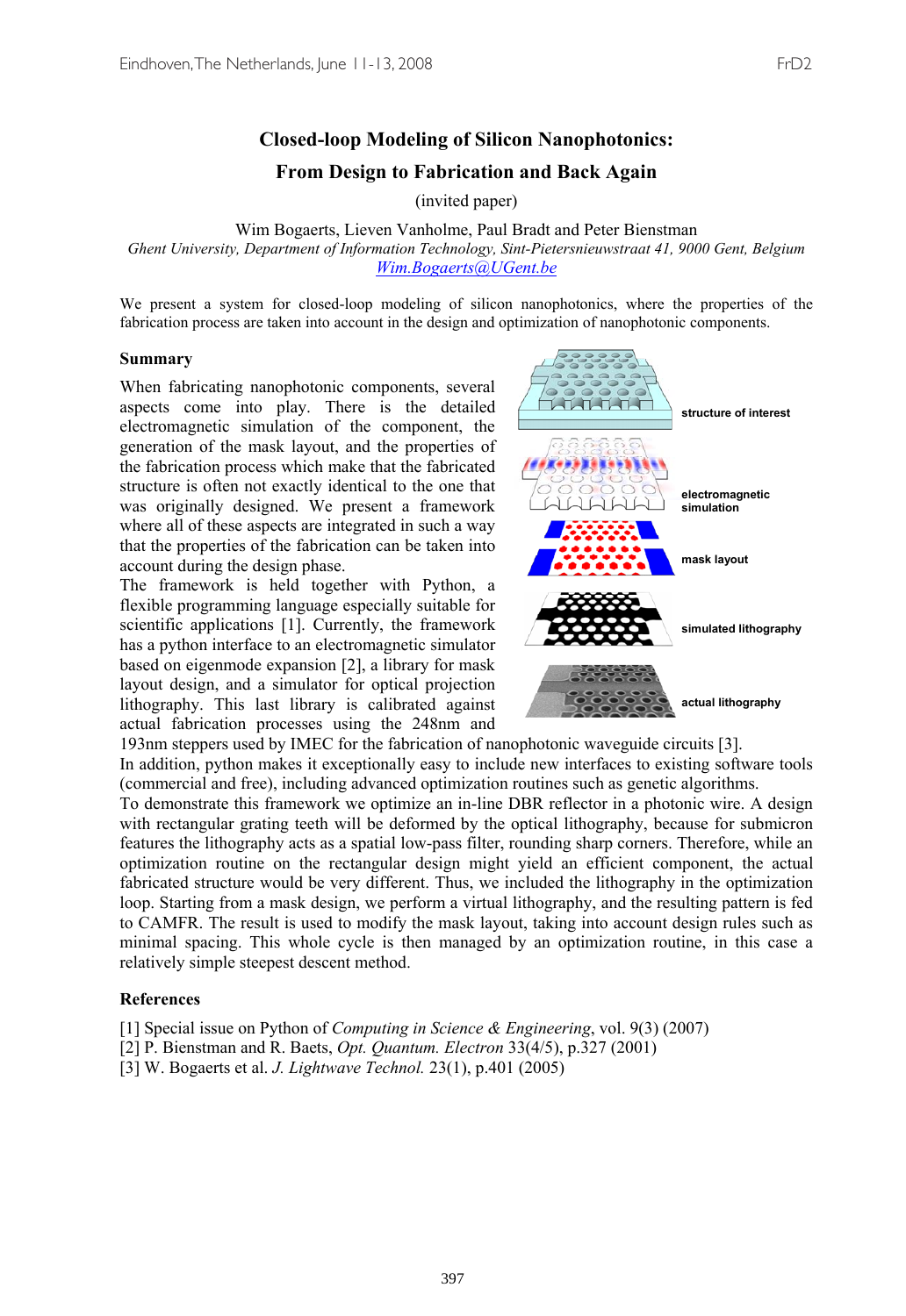# Closed-loop Modeling of Silicon Nanophotonics: From Design to Fabrication and Back Again

(invited paper)

Wim Bogaerts, Lieven Vanholme, Paul Bradt and Peter Bienstman

*Ghent University, Department of Information Technology, Sint-Pietersnieuwstraat 41, 9000 Gent, Belgium*

Wim.Bogaerts@UGent.be

We present a system for closed-loop modeling of silicon nanophotonics, where the properties of the fabrication process are taken into account in the design and optimization of nanophotonic components.

## Summary

When fabricating nanophotonic components, several aspects come into play. There is the detailed electromagnetic simulation of the component, the generation of the mask layout, and the properties of the fabrication process which make that the fabricated structure is often not exactly identical to the one that was originally designed. We present a framework where all of these aspects are integrated in such a way that the properties of the fabrication can be taken into account during the design phase.

The framework is held together with Python, a flexible programming language especially suitable for scientific applications [1]. Currently, the framework has a python interface to an electromagnetic simulator based on eigenmode expansion [2], a library for mask layout design, and a simulator for optical projection lithography. This last library is calibrated against actual fabrication processes using the 248nm and 193nm steppers used by IMEC for the fabrication of nanophotonic waveguide circuits [3].

structure of interest

electromagnetic simulation

mask layout

simulated lithography

actual lithography

In addition, python makes it exceptionally easy to include new interfaces to existing software tools (commercial and free), including advanced optimization routines such as genetic algorithms.

To demonstrate this framework we optimize an in-line DBR reflector in a photonic wire. A design with rectangular grating teeth will be deformed by the optical lithography, because for submicron features the lithography acts as a spatial low-pass filter, rounding sharp corners. Therefore, while an optimization routine on the rectangular design might yield an efficient component, the actual fabricated structure would be very different. Thus, we included the lithography in the optimization loop. Starting from a mask design, we perform a virtual lithography, and the resulting pattern is fed to CAMFR. The result is used to modify the mask layout, taking into account design rules such as minimal spacing. This whole cycle is then managed by an optimization routine, in this case a relatively simple steepest descent method.

## References

[1] Special issue on Python of *Computing in Science & Engineering*, vol. 9(3) (2007)

[2] P. Bienstman and R. Baets, *Opt. Quantum. Electron* 33(4/5), p.327 (2001)

[3] W. Bogaerts et al. *J. Lightwave Technol.* 23(1), p.401 (2005)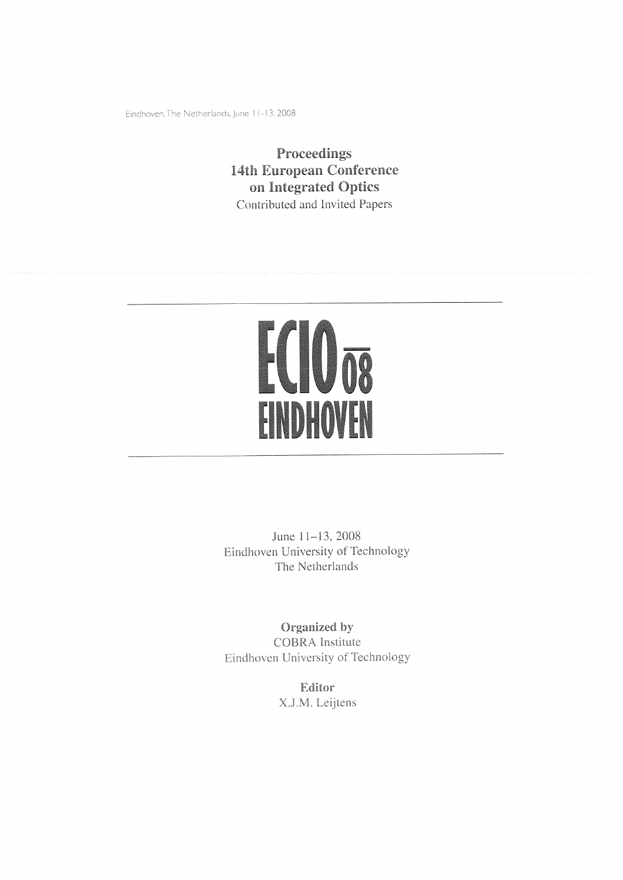Eindhoven, The Netherlands, June 11-13, 2008

# Proceedings
# 14th European Conference on Integrated Optics

Contributed and Invited Papers

---

**ECIO 08**

**EINDHOVEN**

---

June 11–13, 2008
Eindhoven University of Technology
The Netherlands

**Organized by**
COBRA Institute
Eindhoven University of Technology

**Editor**
X.J.M. Leijtens